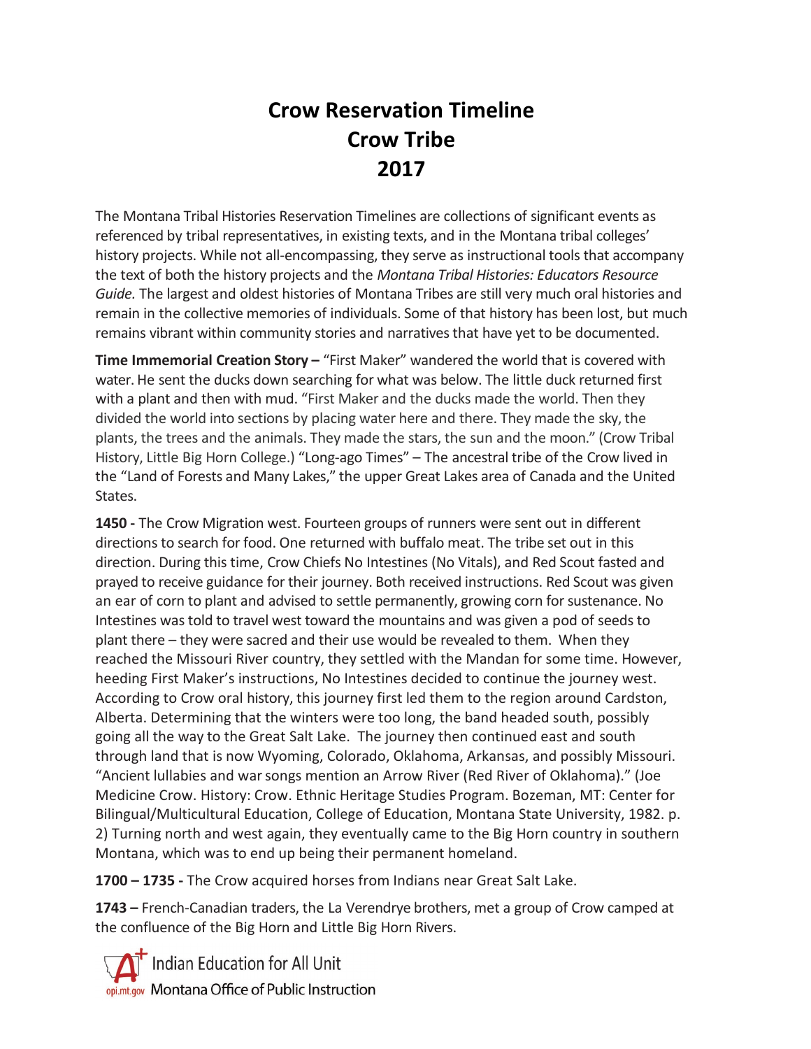# Crow Reservation Timeline
# Crow Tribe
# 2017

The Montana Tribal Histories Reservation Timelines are collections of significant events as referenced by tribal representatives, in existing texts, and in the Montana tribal colleges' history projects. While not all-encompassing, they serve as instructional tools that accompany the text of both the history projects and the *Montana Tribal Histories: Educators Resource Guide.* The largest and oldest histories of Montana Tribes are still very much oral histories and remain in the collective memories of individuals. Some of that history has been lost, but much remains vibrant within community stories and narratives that have yet to be documented.

**Time Immemorial Creation Story –** "First Maker" wandered the world that is covered with water. He sent the ducks down searching for what was below. The little duck returned first with a plant and then with mud. "First Maker and the ducks made the world. Then they divided the world into sections by placing water here and there. They made the sky, the plants, the trees and the animals. They made the stars, the sun and the moon." (Crow Tribal History, Little Big Horn College.) "Long-ago Times" – The ancestral tribe of the Crow lived in the "Land of Forests and Many Lakes," the upper Great Lakes area of Canada and the United States.

**1450 -** The Crow Migration west. Fourteen groups of runners were sent out in different directions to search for food. One returned with buffalo meat. The tribe set out in this direction. During this time, Crow Chiefs No Intestines (No Vitals), and Red Scout fasted and prayed to receive guidance for their journey. Both received instructions. Red Scout was given an ear of corn to plant and advised to settle permanently, growing corn for sustenance. No Intestines was told to travel west toward the mountains and was given a pod of seeds to plant there – they were sacred and their use would be revealed to them. When they reached the Missouri River country, they settled with the Mandan for some time. However, heeding First Maker's instructions, No Intestines decided to continue the journey west. According to Crow oral history, this journey first led them to the region around Cardston, Alberta. Determining that the winters were too long, the band headed south, possibly going all the way to the Great Salt Lake. The journey then continued east and south through land that is now Wyoming, Colorado, Oklahoma, Arkansas, and possibly Missouri. "Ancient lullabies and war songs mention an Arrow River (Red River of Oklahoma)." (Joe Medicine Crow. History: Crow. Ethnic Heritage Studies Program. Bozeman, MT: Center for Bilingual/Multicultural Education, College of Education, Montana State University, 1982. p. 2) Turning north and west again, they eventually came to the Big Horn country in southern Montana, which was to end up being their permanent homeland.

**1700 – 1735 -** The Crow acquired horses from Indians near Great Salt Lake.

**1743 –** French-Canadian traders, the La Verendrye brothers, met a group of Crow camped at the confluence of the Big Horn and Little Big Horn Rivers.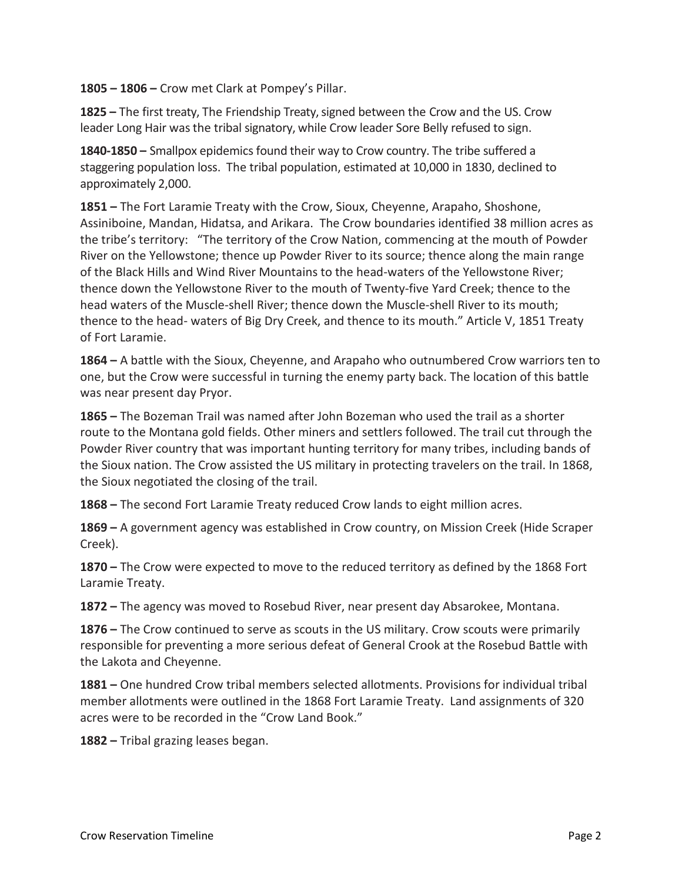**1805 – 1806 –** Crow met Clark at Pompey's Pillar.

**1825 –** The first treaty, The Friendship Treaty, signed between the Crow and the US. Crow leader Long Hair was the tribal signatory, while Crow leader Sore Belly refused to sign.

**1840-1850 –** Smallpox epidemics found their way to Crow country. The tribe suffered a staggering population loss. The tribal population, estimated at 10,000 in 1830, declined to approximately 2,000.

**1851 –** The Fort Laramie Treaty with the Crow, Sioux, Cheyenne, Arapaho, Shoshone, Assiniboine, Mandan, Hidatsa, and Arikara. The Crow boundaries identified 38 million acres as the tribe's territory: "The territory of the Crow Nation, commencing at the mouth of Powder River on the Yellowstone; thence up Powder River to its source; thence along the main range of the Black Hills and Wind River Mountains to the head-waters of the Yellowstone River; thence down the Yellowstone River to the mouth of Twenty-five Yard Creek; thence to the head waters of the Muscle-shell River; thence down the Muscle-shell River to its mouth; thence to the head- waters of Big Dry Creek, and thence to its mouth." Article V, 1851 Treaty of Fort Laramie.

**1864 –** A battle with the Sioux, Cheyenne, and Arapaho who outnumbered Crow warriors ten to one, but the Crow were successful in turning the enemy party back. The location of this battle was near present day Pryor.

**1865 –** The Bozeman Trail was named after John Bozeman who used the trail as a shorter route to the Montana gold fields. Other miners and settlers followed. The trail cut through the Powder River country that was important hunting territory for many tribes, including bands of the Sioux nation. The Crow assisted the US military in protecting travelers on the trail. In 1868, the Sioux negotiated the closing of the trail.

**1868 –** The second Fort Laramie Treaty reduced Crow lands to eight million acres.

**1869 –** A government agency was established in Crow country, on Mission Creek (Hide Scraper Creek).

**1870 –** The Crow were expected to move to the reduced territory as defined by the 1868 Fort Laramie Treaty.

**1872 –** The agency was moved to Rosebud River, near present day Absarokee, Montana.

**1876 –** The Crow continued to serve as scouts in the US military. Crow scouts were primarily responsible for preventing a more serious defeat of General Crook at the Rosebud Battle with the Lakota and Cheyenne.

**1881 –** One hundred Crow tribal members selected allotments. Provisions for individual tribal member allotments were outlined in the 1868 Fort Laramie Treaty. Land assignments of 320 acres were to be recorded in the "Crow Land Book."

**1882 –** Tribal grazing leases began.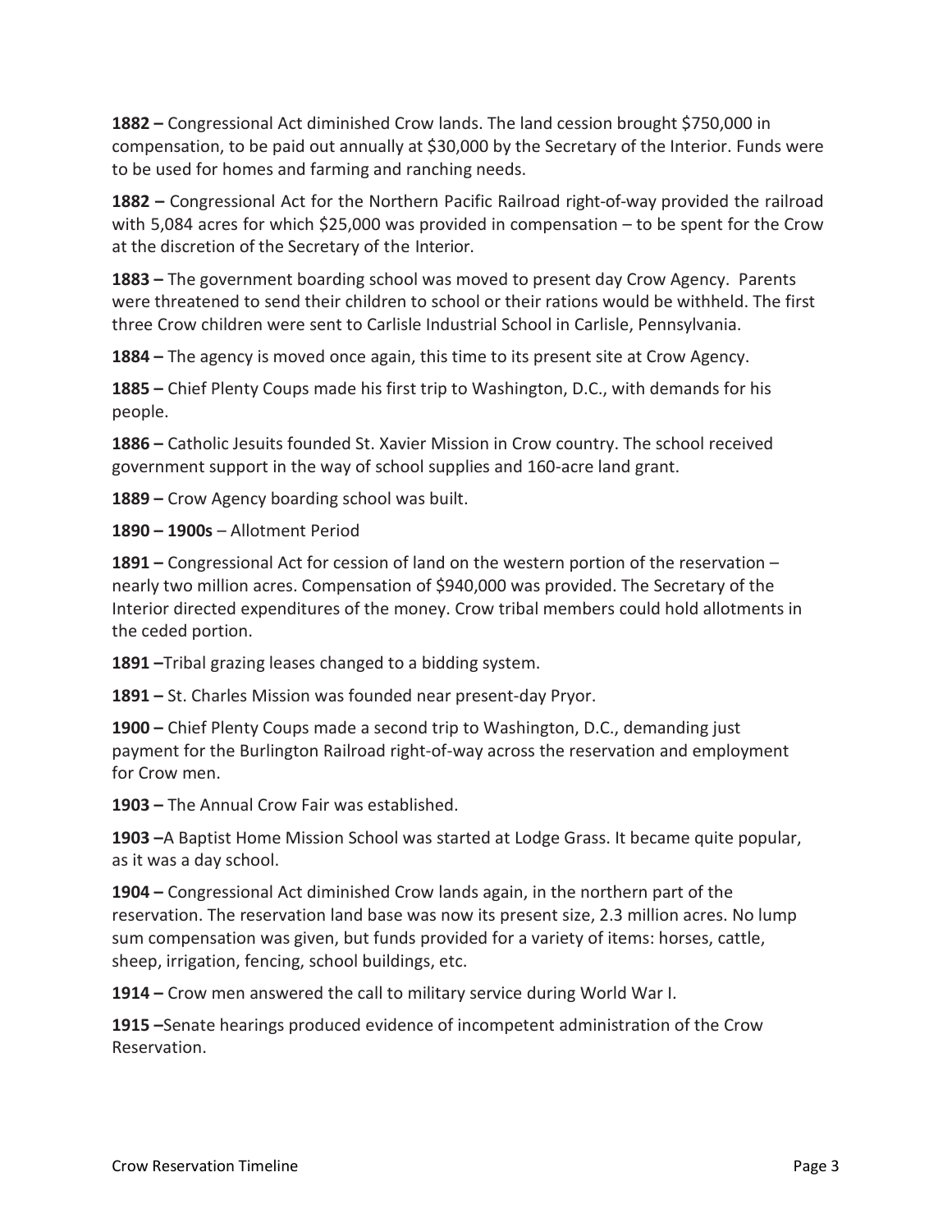**1882 –** Congressional Act diminished Crow lands. The land cession brought $750,000 in compensation, to be paid out annually at $30,000 by the Secretary of the Interior. Funds were to be used for homes and farming and ranching needs.

**1882 –** Congressional Act for the Northern Pacific Railroad right-of-way provided the railroad with 5,084 acres for which $25,000 was provided in compensation – to be spent for the Crow at the discretion of the Secretary of the Interior.

**1883 –** The government boarding school was moved to present day Crow Agency. Parents were threatened to send their children to school or their rations would be withheld. The first three Crow children were sent to Carlisle Industrial School in Carlisle, Pennsylvania.

**1884 –** The agency is moved once again, this time to its present site at Crow Agency.

**1885 –** Chief Plenty Coups made his first trip to Washington, D.C., with demands for his people.

**1886 –** Catholic Jesuits founded St. Xavier Mission in Crow country. The school received government support in the way of school supplies and 160-acre land grant.

**1889 –** Crow Agency boarding school was built.

**1890 – 1900s** – Allotment Period

**1891 –** Congressional Act for cession of land on the western portion of the reservation – nearly two million acres. Compensation of $940,000 was provided. The Secretary of the Interior directed expenditures of the money. Crow tribal members could hold allotments in the ceded portion.

**1891 –**Tribal grazing leases changed to a bidding system.

**1891 –** St. Charles Mission was founded near present-day Pryor.

**1900 –** Chief Plenty Coups made a second trip to Washington, D.C., demanding just payment for the Burlington Railroad right-of-way across the reservation and employment for Crow men.

**1903 –** The Annual Crow Fair was established.

**1903 –**A Baptist Home Mission School was started at Lodge Grass. It became quite popular, as it was a day school.

**1904 –** Congressional Act diminished Crow lands again, in the northern part of the reservation. The reservation land base was now its present size, 2.3 million acres. No lump sum compensation was given, but funds provided for a variety of items: horses, cattle, sheep, irrigation, fencing, school buildings, etc.

**1914 –** Crow men answered the call to military service during World War I.

**1915 –**Senate hearings produced evidence of incompetent administration of the Crow Reservation.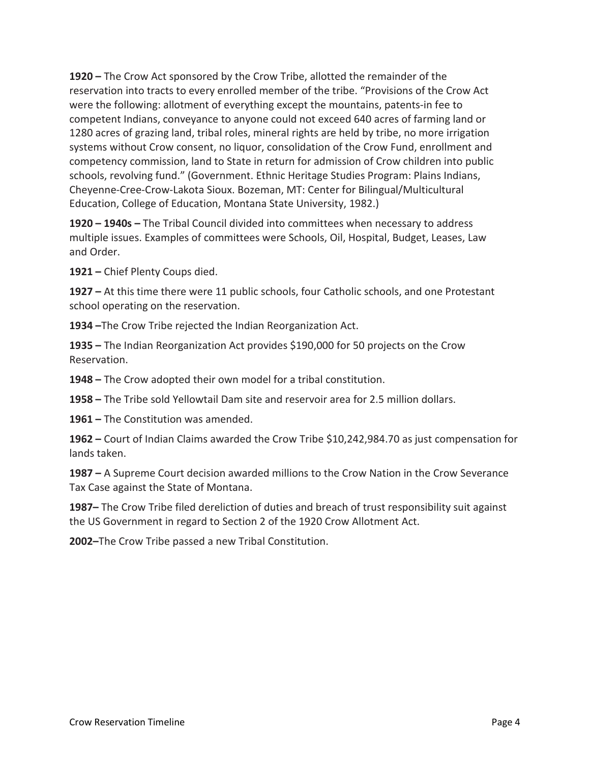**1920 –** The Crow Act sponsored by the Crow Tribe, allotted the remainder of the reservation into tracts to every enrolled member of the tribe. "Provisions of the Crow Act were the following: allotment of everything except the mountains, patents-in fee to competent Indians, conveyance to anyone could not exceed 640 acres of farming land or 1280 acres of grazing land, tribal roles, mineral rights are held by tribe, no more irrigation systems without Crow consent, no liquor, consolidation of the Crow Fund, enrollment and competency commission, land to State in return for admission of Crow children into public schools, revolving fund." (Government. Ethnic Heritage Studies Program: Plains Indians, Cheyenne-Cree-Crow-Lakota Sioux. Bozeman, MT: Center for Bilingual/Multicultural Education, College of Education, Montana State University, 1982.)

**1920 – 1940s –** The Tribal Council divided into committees when necessary to address multiple issues. Examples of committees were Schools, Oil, Hospital, Budget, Leases, Law and Order.

**1921 –** Chief Plenty Coups died.

**1927 –** At this time there were 11 public schools, four Catholic schools, and one Protestant school operating on the reservation.

**1934 –**The Crow Tribe rejected the Indian Reorganization Act.

**1935 –** The Indian Reorganization Act provides $190,000 for 50 projects on the Crow Reservation.

**1948 –** The Crow adopted their own model for a tribal constitution.

**1958 –** The Tribe sold Yellowtail Dam site and reservoir area for 2.5 million dollars.

**1961 –** The Constitution was amended.

**1962 –** Court of Indian Claims awarded the Crow Tribe $10,242,984.70 as just compensation for lands taken.

**1987 –** A Supreme Court decision awarded millions to the Crow Nation in the Crow Severance Tax Case against the State of Montana.

**1987–** The Crow Tribe filed dereliction of duties and breach of trust responsibility suit against the US Government in regard to Section 2 of the 1920 Crow Allotment Act.

**2002–**The Crow Tribe passed a new Tribal Constitution.